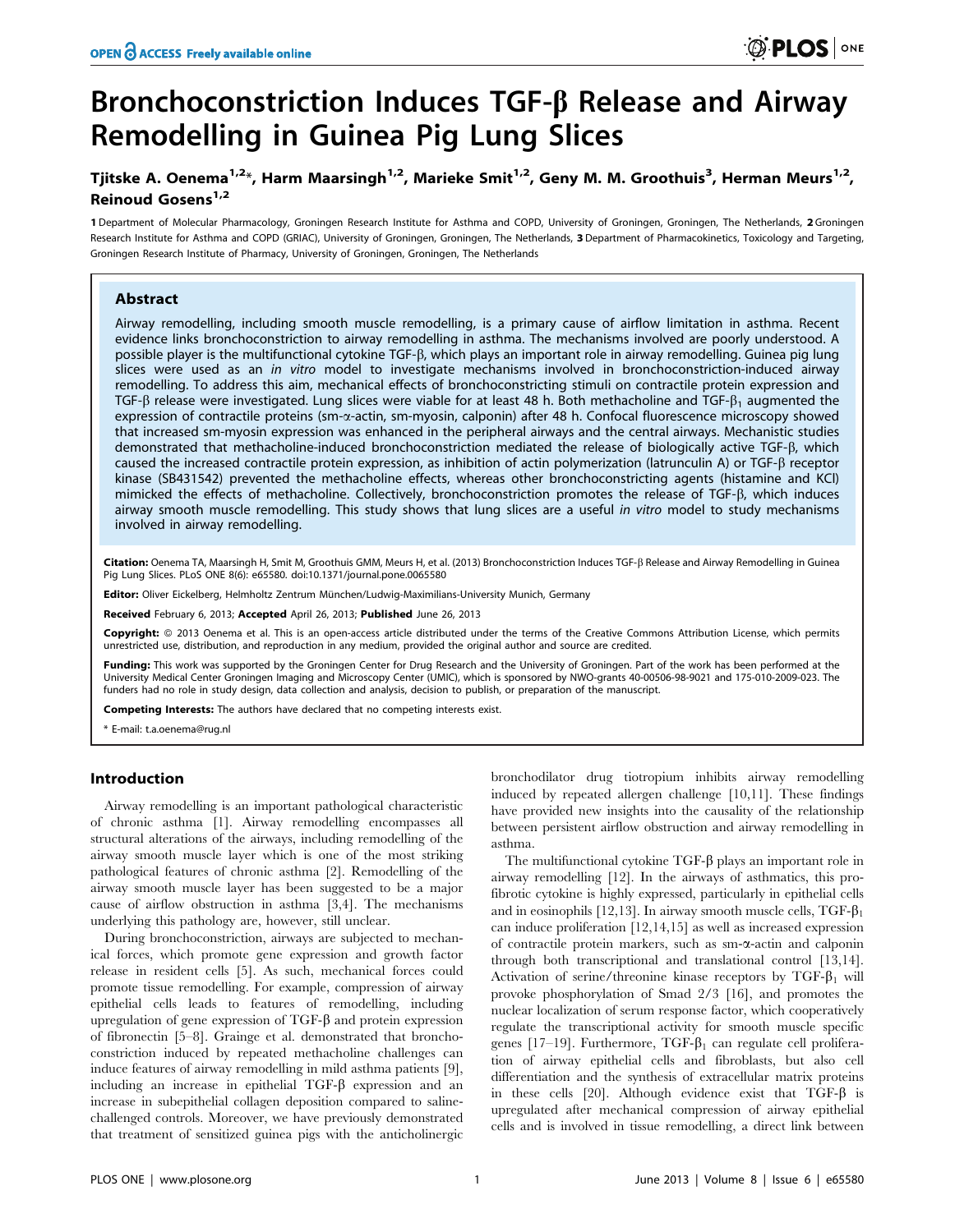# Bronchoconstriction Induces TGF-β Release and Airway Remodelling in Guinea Pig Lung Slices

**Tjitske A. Oenema[1,2]*, Harm Maarsingh[1,2], Marieke Smit[1,2], Geny M. M. Groothuis[3], Herman Meurs[1,2], Reinoud Gosens[1,2]**

1 Department of Molecular Pharmacology, Groningen Research Institute for Asthma and COPD, University of Groningen, Groningen, The Netherlands, 2 Groningen Research Institute for Asthma and COPD (GRIAC), University of Groningen, Groningen, The Netherlands, 3 Department of Pharmacokinetics, Toxicology and Targeting, Groningen Research Institute of Pharmacy, University of Groningen, Groningen, The Netherlands

## Abstract

Airway remodelling, including smooth muscle remodelling, is a primary cause of airflow limitation in asthma. Recent evidence links bronchoconstriction to airway remodelling in asthma. The mechanisms involved are poorly understood. A possible player is the multifunctional cytokine TGF-β, which plays an important role in airway remodelling. Guinea pig lung slices were used as an *in vitro* model to investigate mechanisms involved in bronchoconstriction-induced airway remodelling. To address this aim, mechanical effects of bronchoconstricting stimuli on contractile protein expression and TGF-β release were investigated. Lung slices were viable for at least 48 h. Both methacholine and TGF-$\beta_1$ augmented the expression of contractile proteins (sm-α-actin, sm-myosin, calponin) after 48 h. Confocal fluorescence microscopy showed that increased sm-myosin expression was enhanced in the peripheral airways and the central airways. Mechanistic studies demonstrated that methacholine-induced bronchoconstriction mediated the release of biologically active TGF-β, which caused the increased contractile protein expression, as inhibition of actin polymerization (latrunculin A) or TGF-β receptor kinase (SB431542) prevented the methacholine effects, whereas other bronchoconstricting agents (histamine and KCl) mimicked the effects of methacholine. Collectively, bronchoconstriction promotes the release of TGF-β, which induces airway smooth muscle remodelling. This study shows that lung slices are a useful *in vitro* model to study mechanisms involved in airway remodelling.

**Citation:** Oenema TA, Maarsingh H, Smit M, Groothuis GMM, Meurs H, et al. (2013) Bronchoconstriction Induces TGF-β Release and Airway Remodelling in Guinea Pig Lung Slices. PLoS ONE 8(6): e65580. doi:10.1371/journal.pone.0065580

**Editor:** Oliver Eickelberg, Helmholtz Zentrum München/Ludwig-Maximilians-University Munich, Germany

**Received** February 6, 2013; **Accepted** April 26, 2013; **Published** June 26, 2013

**Copyright:** © 2013 Oenema et al. This is an open-access article distributed under the terms of the Creative Commons Attribution License, which permits unrestricted use, distribution, and reproduction in any medium, provided the original author and source are credited.

**Funding:** This work was supported by the Groningen Center for Drug Research and the University of Groningen. Part of the work has been performed at the University Medical Center Groningen Imaging and Microscopy Center (UMIC), which is sponsored by NWO-grants 40-00506-98-9021 and 175-010-2009-023. The funders had no role in study design, data collection and analysis, decision to publish, or preparation of the manuscript.

**Competing Interests:** The authors have declared that no competing interests exist.

\* E-mail: t.a.oenema@rug.nl

## Introduction

Airway remodelling is an important pathological characteristic of chronic asthma [1]. Airway remodelling encompasses all structural alterations of the airways, including remodelling of the airway smooth muscle layer which is one of the most striking pathological features of chronic asthma [2]. Remodelling of the airway smooth muscle layer has been suggested to be a major cause of airflow obstruction in asthma [3,4]. The mechanisms underlying this pathology are, however, still unclear.

During bronchoconstriction, airways are subjected to mechanical forces, which promote gene expression and growth factor release in resident cells [5]. As such, mechanical forces could promote tissue remodelling. For example, compression of airway epithelial cells leads to features of remodelling, including upregulation of gene expression of TGF-β and protein expression of fibronectin [5–8]. Grainge et al. demonstrated that bronchoconstriction induced by repeated methacholine challenges can induce features of airway remodelling in mild asthma patients [9], including an increase in epithelial TGF-β expression and an increase in subepithelial collagen deposition compared to saline-challenged controls. Moreover, we have previously demonstrated that treatment of sensitized guinea pigs with the anticholinergic bronchodilator drug tiotropium inhibits airway remodelling induced by repeated allergen challenge [10,11]. These findings have provided new insights into the causality of the relationship between persistent airflow obstruction and airway remodelling in asthma.

The multifunctional cytokine TGF-β plays an important role in airway remodelling [12]. In the airways of asthmatics, this pro-fibrotic cytokine is highly expressed, particularly in epithelial cells and in eosinophils [12,13]. In airway smooth muscle cells, TGF-$\beta_1$ can induce proliferation [12,14,15] as well as increased expression of contractile protein markers, such as sm-α-actin and calponin through both transcriptional and translational control [13,14]. Activation of serine/threonine kinase receptors by TGF-$\beta_1$ will provoke phosphorylation of Smad 2/3 [16], and promotes the nuclear localization of serum response factor, which cooperatively regulate the transcriptional activity for smooth muscle specific genes [17–19]. Furthermore, TGF-$\beta_1$ can regulate cell proliferation of airway epithelial cells and fibroblasts, but also cell differentiation and the synthesis of extracellular matrix proteins in these cells [20]. Although evidence exist that TGF-β is upregulated after mechanical compression of airway epithelial cells and is involved in tissue remodelling, a direct link between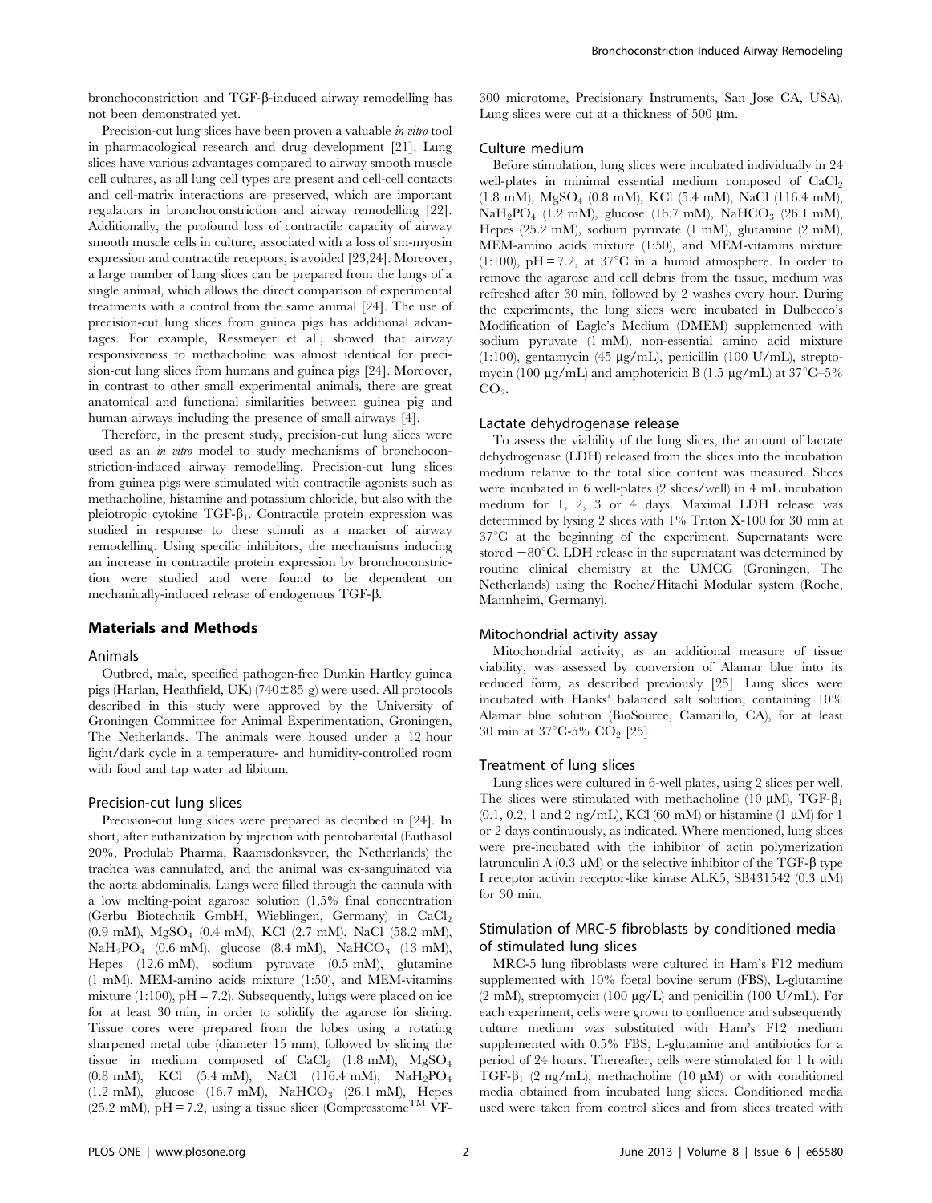bronchoconstriction and TGF-β-induced airway remodelling has not been demonstrated yet.

Precision-cut lung slices have been proven a valuable *in vitro* tool in pharmacological research and drug development [21]. Lung slices have various advantages compared to airway smooth muscle cell cultures, as all lung cell types are present and cell-cell contacts and cell-matrix interactions are preserved, which are important regulators in bronchoconstriction and airway remodelling [22]. Additionally, the profound loss of contractile capacity of airway smooth muscle cells in culture, associated with a loss of sm-myosin expression and contractile receptors, is avoided [23,24]. Moreover, a large number of lung slices can be prepared from the lungs of a single animal, which allows the direct comparison of experimental treatments with a control from the same animal [24]. The use of precision-cut lung slices from guinea pigs has additional advantages. For example, Ressmeyer et al., showed that airway responsiveness to methacholine was almost identical for precision-cut lung slices from humans and guinea pigs [24]. Moreover, in contrast to other small experimental animals, there are great anatomical and functional similarities between guinea pig and human airways including the presence of small airways [4].

Therefore, in the present study, precision-cut lung slices were used as an *in vitro* model to study mechanisms of bronchoconstriction-induced airway remodelling. Precision-cut lung slices from guinea pigs were stimulated with contractile agonists such as methacholine, histamine and potassium chloride, but also with the pleiotropic cytokine TGF-$\beta_1$. Contractile protein expression was studied in response to these stimuli as a marker of airway remodelling. Using specific inhibitors, the mechanisms inducing an increase in contractile protein expression by bronchoconstriction were studied and were found to be dependent on mechanically-induced release of endogenous TGF-β.

## Materials and Methods

### Animals

Outbred, male, specified pathogen-free Dunkin Hartley guinea pigs (Harlan, Heathfield, UK) (740±85 g) were used. All protocols described in this study were approved by the University of Groningen Committee for Animal Experimentation, Groningen, The Netherlands. The animals were housed under a 12 hour light/dark cycle in a temperature- and humidity-controlled room with food and tap water ad libitum.

### Precision-cut lung slices

Precision-cut lung slices were prepared as decribed in [24]. In short, after euthanization by injection with pentobarbital (Euthasol 20%, Produlab Pharma, Raamsdonksveer, the Netherlands) the trachea was cannulated, and the animal was ex-sanguinated via the aorta abdominalis. Lungs were filled through the cannula with a low melting-point agarose solution (1,5% final concentration (Gerbu Biotechnik GmbH, Wieblingen, Germany) in $CaCl_2$ (0.9 mM), $MgSO_4$ (0.4 mM), KCl (2.7 mM), NaCl (58.2 mM), $NaH_2PO_4$ (0.6 mM), glucose (8.4 mM), $NaHCO_3$ (13 mM), Hepes (12.6 mM), sodium pyruvate (0.5 mM), glutamine (1 mM), MEM-amino acids mixture (1:50), and MEM-vitamins mixture (1:100), pH = 7.2). Subsequently, lungs were placed on ice for at least 30 min, in order to solidify the agarose for slicing. Tissue cores were prepared from the lobes using a rotating sharpened metal tube (diameter 15 mm), followed by slicing the tissue in medium composed of $CaCl_2$ (1.8 mM), $MgSO_4$ (0.8 mM), KCl (5.4 mM), NaCl (116.4 mM), $NaH_2PO_4$ (1.2 mM), glucose (16.7 mM), $NaHCO_3$ (26.1 mM), Hepes (25.2 mM), pH = 7.2, using a tissue slicer (Compresstome™ VF-300 microtome, Precisionary Instruments, San Jose CA, USA). Lung slices were cut at a thickness of 500 μm.

### Culture medium

Before stimulation, lung slices were incubated individually in 24 well-plates in minimal essential medium composed of $CaCl_2$ (1.8 mM), $MgSO_4$ (0.8 mM), KCl (5.4 mM), NaCl (116.4 mM), $NaH_2PO_4$ (1.2 mM), glucose (16.7 mM), $NaHCO_3$ (26.1 mM), Hepes (25.2 mM), sodium pyruvate (1 mM), glutamine (2 mM), MEM-amino acids mixture (1:50), and MEM-vitamins mixture (1:100), pH = 7.2, at 37°C in a humid atmosphere. In order to remove the agarose and cell debris from the tissue, medium was refreshed after 30 min, followed by 2 washes every hour. During the experiments, the lung slices were incubated in Dulbecco's Modification of Eagle's Medium (DMEM) supplemented with sodium pyruvate (1 mM), non-essential amino acid mixture (1:100), gentamycin (45 μg/mL), penicillin (100 U/mL), streptomycin (100 μg/mL) and amphotericin B (1.5 μg/mL) at 37°C–5% $CO_2$.

### Lactate dehydrogenase release

To assess the viability of the lung slices, the amount of lactate dehydrogenase (LDH) released from the slices into the incubation medium relative to the total slice content was measured. Slices were incubated in 6 well-plates (2 slices/well) in 4 mL incubation medium for 1, 2, 3 or 4 days. Maximal LDH release was determined by lysing 2 slices with 1% Triton X-100 for 30 min at 37°C at the beginning of the experiment. Supernatants were stored −80°C. LDH release in the supernatant was determined by routine clinical chemistry at the UMCG (Groningen, The Netherlands) using the Roche/Hitachi Modular system (Roche, Mannheim, Germany).

### Mitochondrial activity assay

Mitochondrial activity, as an additional measure of tissue viability, was assessed by conversion of Alamar blue into its reduced form, as described previously [25]. Lung slices were incubated with Hanks' balanced salt solution, containing 10% Alamar blue solution (BioSource, Camarillo, CA), for at least 30 min at 37°C-5% $CO_2$ [25].

### Treatment of lung slices

Lung slices were cultured in 6-well plates, using 2 slices per well. The slices were stimulated with methacholine (10 μM), TGF-$\beta_1$ (0.1, 0.2, 1 and 2 ng/mL), KCl (60 mM) or histamine (1 μM) for 1 or 2 days continuously, as indicated. Where mentioned, lung slices were pre-incubated with the inhibitor of actin polymerization latrunculin A (0.3 μM) or the selective inhibitor of the TGF-β type I receptor activin receptor-like kinase ALK5, SB431542 (0.3 μM) for 30 min.

### Stimulation of MRC-5 fibroblasts by conditioned media of stimulated lung slices

MRC-5 lung fibroblasts were cultured in Ham's F12 medium supplemented with 10% foetal bovine serum (FBS), L-glutamine (2 mM), streptomycin (100 μg/L) and penicillin (100 U/mL). For each experiment, cells were grown to confluence and subsequently culture medium was substituted with Ham's F12 medium supplemented with 0.5% FBS, L-glutamine and antibiotics for a period of 24 hours. Thereafter, cells were stimulated for 1 h with TGF-$\beta_1$ (2 ng/mL), methacholine (10 μM) or with conditioned media obtained from incubated lung slices. Conditioned media used were taken from control slices and from slices treated with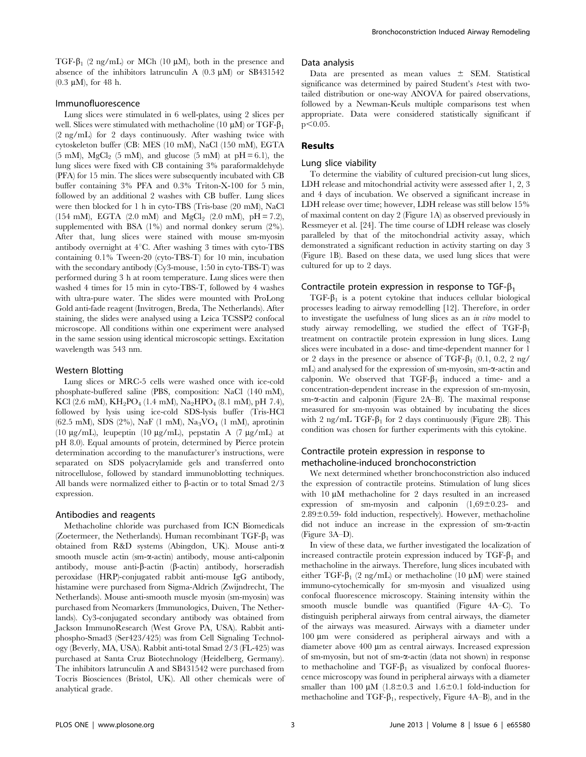TGF-$\beta_1$ (2 ng/mL) or MCh (10 μM), both in the presence and absence of the inhibitors latrunculin A (0.3 μM) or SB431542 (0.3 μM), for 48 h.

### Immunofluorescence

Lung slices were stimulated in 6 well-plates, using 2 slices per well. Slices were stimulated with methacholine (10 μM) or TGF-$\beta_1$ (2 ng/mL) for 2 days continuously. After washing twice with cytoskeleton buffer (CB: MES (10 mM), NaCl (150 mM), EGTA (5 mM), $MgCl_2$ (5 mM), and glucose (5 mM) at pH = 6.1), the lung slices were fixed with CB containing 3% paraformaldehyde (PFA) for 15 min. The slices were subsequently incubated with CB buffer containing 3% PFA and 0.3% Triton-X-100 for 5 min, followed by an additional 2 washes with CB buffer. Lung slices were then blocked for 1 h in cyto-TBS (Tris-base (20 mM), NaCl (154 mM), EGTA (2.0 mM) and $MgCl_2$ (2.0 mM), pH = 7.2), supplemented with BSA (1%) and normal donkey serum (2%). After that, lung slices were stained with mouse sm-myosin antibody overnight at 4°C. After washing 3 times with cyto-TBS containing 0.1% Tween-20 (cyto-TBS-T) for 10 min, incubation with the secondary antibody (Cy3-mouse, 1:50 in cyto-TBS-T) was performed during 3 h at room temperature. Lung slices were then washed 4 times for 15 min in cyto-TBS-T, followed by 4 washes with ultra-pure water. The slides were mounted with ProLong Gold anti-fade reagent (Invitrogen, Breda, The Netherlands). After staining, the slides were analysed using a Leica TCSSP2 confocal microscope. All conditions within one experiment were analysed in the same session using identical microscopic settings. Excitation wavelength was 543 nm.

### Western Blotting

Lung slices or MRC-5 cells were washed once with ice-cold phosphate-buffered saline (PBS, composition: NaCl (140 mM), KCl (2.6 mM), $KH_2PO_4$ (1.4 mM), $Na_2HPO_4$ (8.1 mM), pH 7.4), followed by lysis using ice-cold SDS-lysis buffer (Tris-HCl (62.5 mM), SDS (2%), NaF (1 mM), $Na_3VO_4$ (1 mM), aprotinin (10 μg/mL), leupeptin (10 μg/mL), pepstatin A (7 μg/mL) at pH 8.0). Equal amounts of protein, determined by Pierce protein determination according to the manufacturer's instructions, were separated on SDS polyacrylamide gels and transferred onto nitrocellulose, followed by standard immunoblotting techniques. All bands were normalized either to β-actin or to total Smad 2/3 expression.

### Antibodies and reagents

Methacholine chloride was purchased from ICN Biomedicals (Zoetermeer, the Netherlands). Human recombinant TGF-$\beta_1$ was obtained from R&D systems (Abingdon, UK). Mouse anti-α smooth muscle actin (sm-α-actin) antibody, mouse anti-calponin antibody, mouse anti-β-actin (β-actin) antibody, horseradish peroxidase (HRP)-conjugated rabbit anti-mouse IgG antibody, histamine were purchased from Sigma-Aldrich (Zwijndrecht, The Netherlands). Mouse anti-smooth muscle myosin (sm-myosin) was purchased from Neomarkers (Immunologics, Duiven, The Netherlands). Cy3-conjugated secondary antibody was obtained from Jackson ImmunoResearch (West Grove PA, USA). Rabbit anti-phospho-Smad3 (Ser423/425) was from Cell Signaling Technology (Beverly, MA, USA). Rabbit anti-total Smad 2/3 (FL-425) was purchased at Santa Cruz Biotechnology (Heidelberg, Germany). The inhibitors latrunculin A and SB431542 were purchased from Tocris Biosciences (Bristol, UK). All other chemicals were of analytical grade.

### Data analysis

Data are presented as mean values ± SEM. Statistical significance was determined by paired Student's *t*-test with two-tailed distribution or one-way ANOVA for paired observations, followed by a Newman-Keuls multiple comparisons test when appropriate. Data were considered statistically significant if $p<0.05$.

## Results

### Lung slice viability

To determine the viability of cultured precision-cut lung slices, LDH release and mitochondrial activity were assessed after 1, 2, 3 and 4 days of incubation. We observed a significant increase in LDH release over time; however, LDH release was still below 15% of maximal content on day 2 (Figure 1A) as observed previously in Ressmeyer et al. [24]. The time course of LDH release was closely paralleled by that of the mitochondrial activity assay, which demonstrated a significant reduction in activity starting on day 3 (Figure 1B). Based on these data, we used lung slices that were cultured for up to 2 days.

### Contractile protein expression in response to TGF-$\beta_1$

TGF-$\beta_1$ is a potent cytokine that induces cellular biological processes leading to airway remodelling [12]. Therefore, in order to investigate the usefulness of lung slices as an *in vitro* model to study airway remodelling, we studied the effect of TGF-$\beta_1$ treatment on contractile protein expression in lung slices. Lung slices were incubated in a dose- and time-dependent manner for 1 or 2 days in the presence or absence of TGF-$\beta_1$ (0.1, 0.2, 2 ng/mL) and analysed for the expression of sm-myosin, sm-α-actin and calponin. We observed that TGF-$\beta_1$ induced a time- and a concentration-dependent increase in the expression of sm-myosin, sm-α-actin and calponin (Figure 2A–B). The maximal response measured for sm-myosin was obtained by incubating the slices with 2 ng/mL TGF-$\beta_1$ for 2 days continuously (Figure 2B). This condition was chosen for further experiments with this cytokine.

### Contractile protein expression in response to methacholine-induced bronchoconstriction

We next determined whether bronchoconstriction also induced the expression of contractile proteins. Stimulation of lung slices with 10 μM methacholine for 2 days resulted in an increased expression of sm-myosin and calponin (1,69±0.23- and 2.89±0.59- fold induction, respectively). However, methacholine did not induce an increase in the expression of sm-α-actin (Figure 3A–D).

In view of these data, we further investigated the localization of increased contractile protein expression induced by TGF-$\beta_1$ and methacholine in the airways. Therefore, lung slices incubated with either TGF-$\beta_1$ (2 ng/mL) or methacholine (10 μM) were stained immuno-cytochemically for sm-myosin and visualized using confocal fluorescence microscopy. Staining intensity within the smooth muscle bundle was quantified (Figure 4A–C). To distinguish peripheral airways from central airways, the diameter of the airways was measured. Airways with a diameter under 100 μm were considered as peripheral airways and with a diameter above 400 μm as central airways. Increased expression of sm-myosin, but not of sm-α-actin (data not shown) in response to methacholine and TGF-$\beta_1$ as visualized by confocal fluorescence microscopy was found in peripheral airways with a diameter smaller than 100 μM (1.8±0.3 and 1.6±0.1 fold-induction for methacholine and TGF-$\beta_1$, respectively, Figure 4A–B), and in the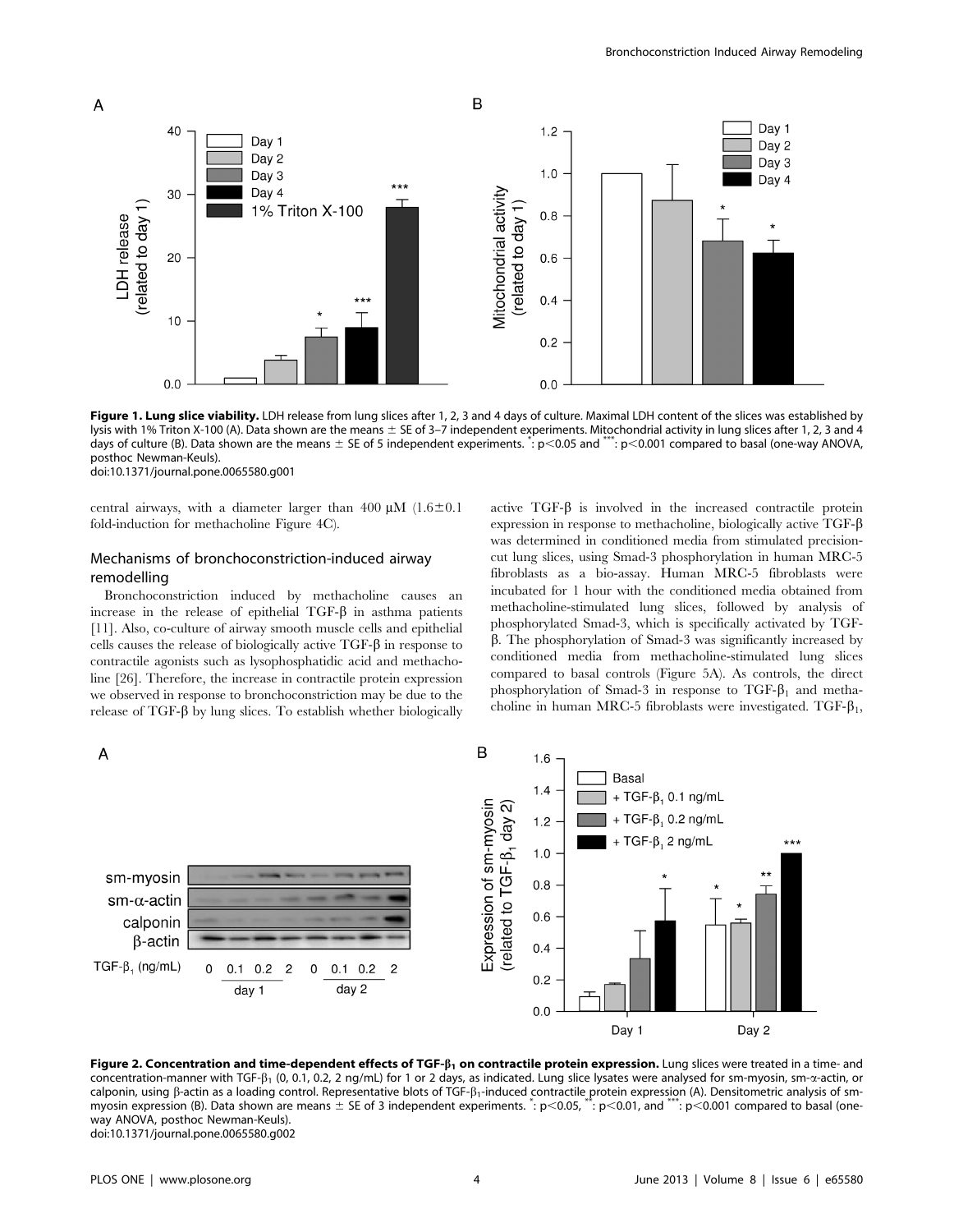**Figure 1. Lung slice viability.** LDH release from lung slices after 1, 2, 3 and 4 days of culture. Maximal LDH content of the slices was established by lysis with 1% Triton X-100 (A). Data shown are the means ± SE of 3–7 independent experiments. Mitochondrial activity in lung slices after 1, 2, 3 and 4 days of culture (B). Data shown are the means ± SE of 5 independent experiments. *: $p<0.05$ and ***: $p<0.001$ compared to basal (one-way ANOVA, posthoc Newman-Keuls).
doi:10.1371/journal.pone.0065580.g001

central airways, with a diameter larger than 400 μM (1.6±0.1 fold-induction for methacholine Figure 4C).

## Mechanisms of bronchoconstriction-induced airway remodelling

Bronchoconstriction induced by methacholine causes an increase in the release of epithelial TGF-β in asthma patients [11]. Also, co-culture of airway smooth muscle cells and epithelial cells causes the release of biologically active TGF-β in response to contractile agonists such as lysophosphatidic acid and methacholine [26]. Therefore, the increase in contractile protein expression we observed in response to bronchoconstriction may be due to the release of TGF-β by lung slices. To establish whether biologically active TGF-β is involved in the increased contractile protein expression in response to methacholine, biologically active TGF-β was determined in conditioned media from stimulated precision-cut lung slices, using Smad-3 phosphorylation in human MRC-5 fibroblasts as a bio-assay. Human MRC-5 fibroblasts were incubated for 1 hour with the conditioned media obtained from methacholine-stimulated lung slices, followed by analysis of phosphorylated Smad-3, which is specifically activated by TGF-β. The phosphorylation of Smad-3 was significantly increased by conditioned media from methacholine-stimulated lung slices compared to basal controls (Figure 5A). As controls, the direct phosphorylation of Smad-3 in response to TGF-$\beta_1$ and methacholine in human MRC-5 fibroblasts were investigated. TGF-$\beta_1$,

**Figure 2. Concentration and time-dependent effects of TGF-$\beta_1$ on contractile protein expression.** Lung slices were treated in a time- and concentration-manner with TGF-$\beta_1$ (0, 0.1, 0.2, 2 ng/mL) for 1 or 2 days, as indicated. Lung slice lysates were analysed for sm-myosin, sm-α-actin, or calponin, using β-actin as a loading control. Representative blots of TGF-$\beta_1$-induced contractile protein expression (A). Densitometric analysis of sm-myosin expression (B). Data shown are means ± SE of 3 independent experiments. *: $p<0.05$, **: $p<0.01$, and ***: $p<0.001$ compared to basal (one-way ANOVA, posthoc Newman-Keuls).
doi:10.1371/journal.pone.0065580.g002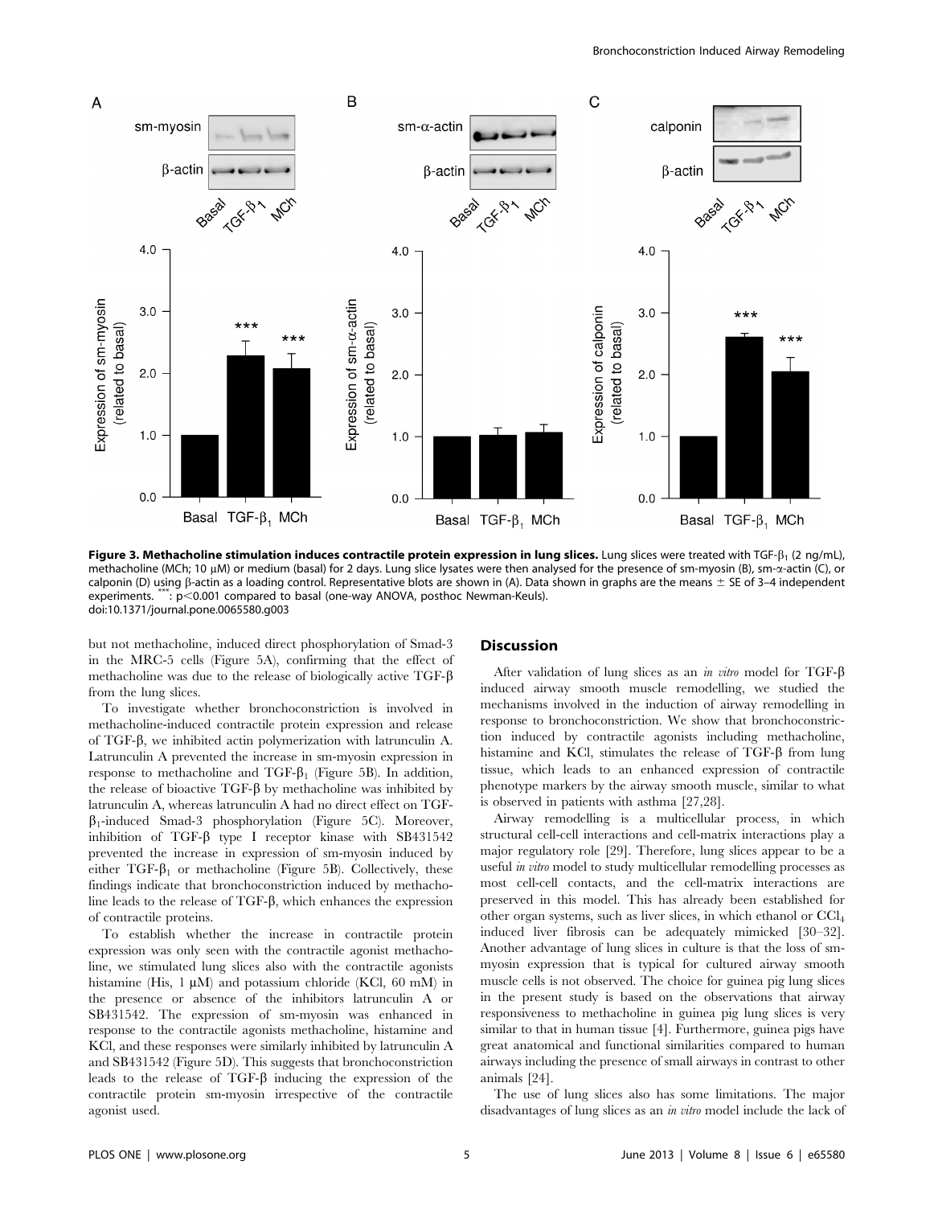**Figure 3. Methacholine stimulation induces contractile protein expression in lung slices.** Lung slices were treated with TGF-$\beta_1$ (2 ng/mL), methacholine (MCh; 10 µM) or medium (basal) for 2 days. Lung slice lysates were then analysed for the presence of sm-myosin (B), sm-$\alpha$-actin (C), or calponin (D) using $\beta$-actin as a loading control. Representative blots are shown in (A). Data shown in graphs are the means ± SE of 3–4 independent experiments. ***: $p<0.001$ compared to basal (one-way ANOVA, posthoc Newman-Keuls).
doi:10.1371/journal.pone.0065580.g003

but not methacholine, induced direct phosphorylation of Smad-3 in the MRC-5 cells (Figure 5A), confirming that the effect of methacholine was due to the release of biologically active TGF-$\beta$ from the lung slices.

To investigate whether bronchoconstriction is involved in methacholine-induced contractile protein expression and release of TGF-$\beta$, we inhibited actin polymerization with latrunculin A. Latrunculin A prevented the increase in sm-myosin expression in response to methacholine and TGF-$\beta_1$ (Figure 5B). In addition, the release of bioactive TGF-$\beta$ by methacholine was inhibited by latrunculin A, whereas latrunculin A had no direct effect on TGF-$\beta_1$-induced Smad-3 phosphorylation (Figure 5C). Moreover, inhibition of TGF-$\beta$ type I receptor kinase with SB431542 prevented the increase in expression of sm-myosin induced by either TGF-$\beta_1$ or methacholine (Figure 5B). Collectively, these findings indicate that bronchoconstriction induced by methacholine leads to the release of TGF-$\beta$, which enhances the expression of contractile proteins.

To establish whether the increase in contractile protein expression was only seen with the contractile agonist methacholine, we stimulated lung slices also with the contractile agonists histamine (His, 1 µM) and potassium chloride (KCl, 60 mM) in the presence or absence of the inhibitors latrunculin A or SB431542. The expression of sm-myosin was enhanced in response to the contractile agonists methacholine, histamine and KCl, and these responses were similarly inhibited by latrunculin A and SB431542 (Figure 5D). This suggests that bronchoconstriction leads to the release of TGF-$\beta$ inducing the expression of the contractile protein sm-myosin irrespective of the contractile agonist used.

## Discussion

After validation of lung slices as an *in vitro* model for TGF-$\beta$ induced airway smooth muscle remodelling, we studied the mechanisms involved in the induction of airway remodelling in response to bronchoconstriction. We show that bronchoconstriction induced by contractile agonists including methacholine, histamine and KCl, stimulates the release of TGF-$\beta$ from lung tissue, which leads to an enhanced expression of contractile phenotype markers by the airway smooth muscle, similar to what is observed in patients with asthma [27,28].

Airway remodelling is a multicellular process, in which structural cell-cell interactions and cell-matrix interactions play a major regulatory role [29]. Therefore, lung slices appear to be a useful *in vitro* model to study multicellular remodelling processes as most cell-cell contacts, and the cell-matrix interactions are preserved in this model. This has already been established for other organ systems, such as liver slices, in which ethanol or $CCl_4$ induced liver fibrosis can be adequately mimicked [30–32]. Another advantage of lung slices in culture is that the loss of sm-myosin expression that is typical for cultured airway smooth muscle cells is not observed. The choice for guinea pig lung slices in the present study is based on the observations that airway responsiveness to methacholine in guinea pig lung slices is very similar to that in human tissue [4]. Furthermore, guinea pigs have great anatomical and functional similarities compared to human airways including the presence of small airways in contrast to other animals [24].

The use of lung slices also has some limitations. The major disadvantages of lung slices as an *in vitro* model include the lack of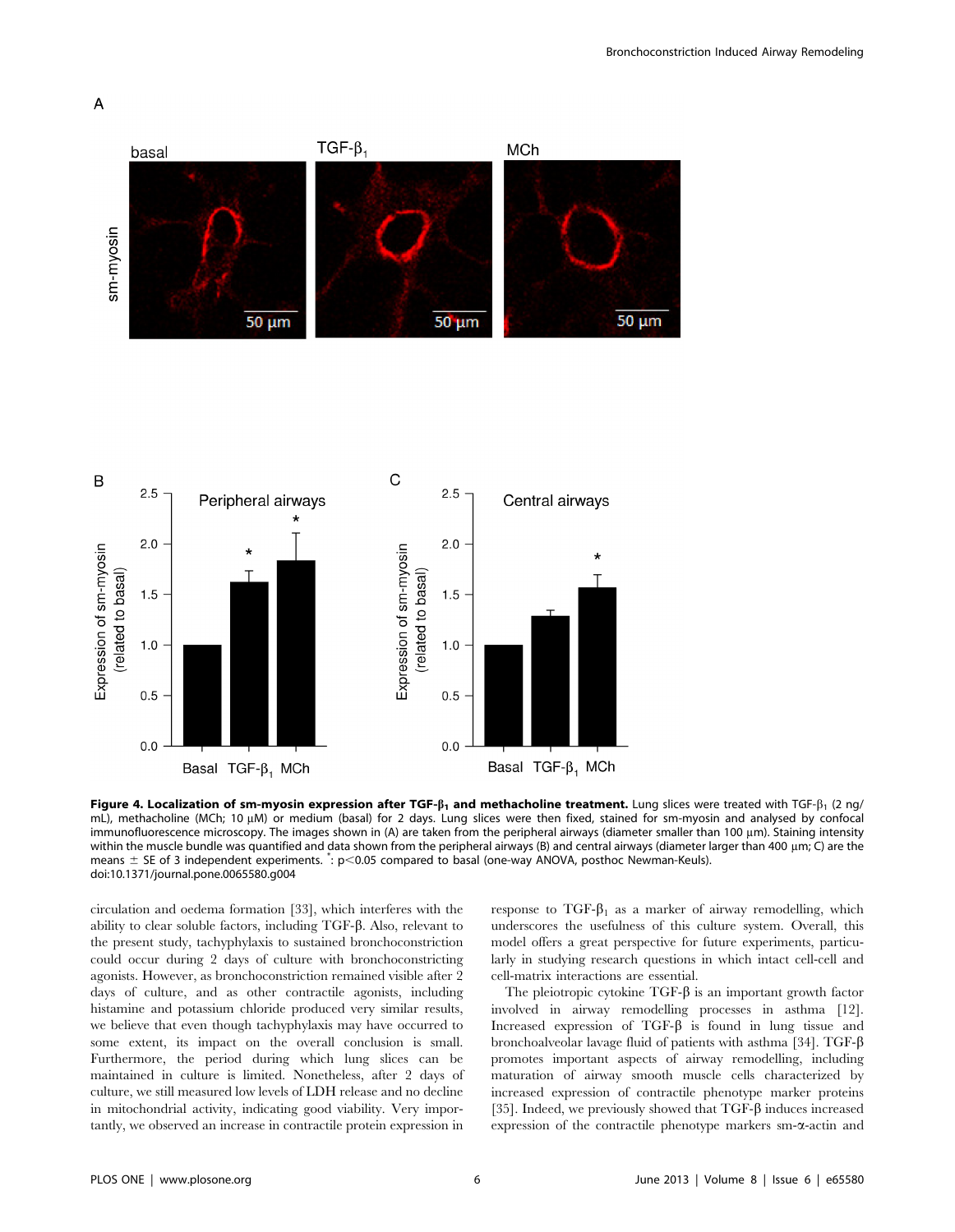**Figure 4. Localization of sm-myosin expression after TGF-$\beta_1$ and methacholine treatment.** Lung slices were treated with TGF-$\beta_1$ (2 ng/mL), methacholine (MCh; 10 μM) or medium (basal) for 2 days. Lung slices were then fixed, stained for sm-myosin and analysed by confocal immunofluorescence microscopy. The images shown in (A) are taken from the peripheral airways (diameter smaller than 100 μm). Staining intensity within the muscle bundle was quantified and data shown from the peripheral airways (B) and central airways (diameter larger than 400 μm; C) are the means ± SE of 3 independent experiments. *: $p<0.05$ compared to basal (one-way ANOVA, posthoc Newman-Keuls).
doi:10.1371/journal.pone.0065580.g004

circulation and oedema formation [33], which interferes with the ability to clear soluble factors, including TGF-β. Also, relevant to the present study, tachyphylaxis to sustained bronchoconstriction could occur during 2 days of culture with bronchoconstricting agonists. However, as bronchoconstriction remained visible after 2 days of culture, and as other contractile agonists, including histamine and potassium chloride produced very similar results, we believe that even though tachyphylaxis may have occurred to some extent, its impact on the overall conclusion is small. Furthermore, the period during which lung slices can be maintained in culture is limited. Nonetheless, after 2 days of culture, we still measured low levels of LDH release and no decline in mitochondrial activity, indicating good viability. Very importantly, we observed an increase in contractile protein expression in response to TGF-$\beta_1$ as a marker of airway remodelling, which underscores the usefulness of this culture system. Overall, this model offers a great perspective for future experiments, particularly in studying research questions in which intact cell-cell and cell-matrix interactions are essential.

The pleiotropic cytokine TGF-β is an important growth factor involved in airway remodelling processes in asthma [12]. Increased expression of TGF-β is found in lung tissue and bronchoalveolar lavage fluid of patients with asthma [34]. TGF-β promotes important aspects of airway remodelling, including maturation of airway smooth muscle cells characterized by increased expression of contractile phenotype marker proteins [35]. Indeed, we previously showed that TGF-β induces increased expression of the contractile phenotype markers sm-α-actin and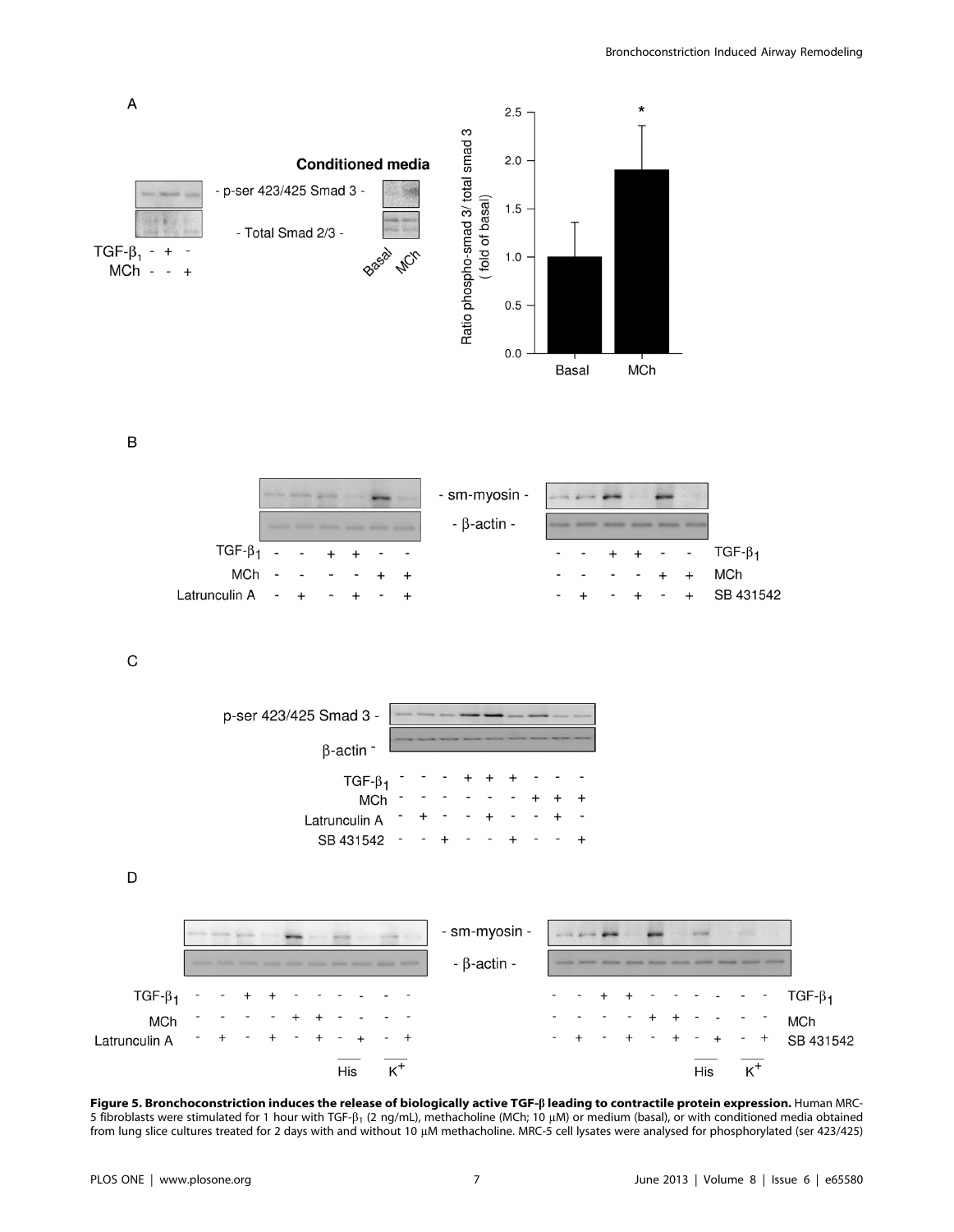**Figure 5. Bronchoconstriction induces the release of biologically active TGF-β leading to contractile protein expression.** Human MRC-5 fibroblasts were stimulated for 1 hour with TGF-$\beta_1$ (2 ng/mL), methacholine (MCh; 10 μM) or medium (basal), or with conditioned media obtained from lung slice cultures treated for 2 days with and without 10 μM methacholine. MRC-5 cell lysates were analysed for phosphorylated (ser 423/425)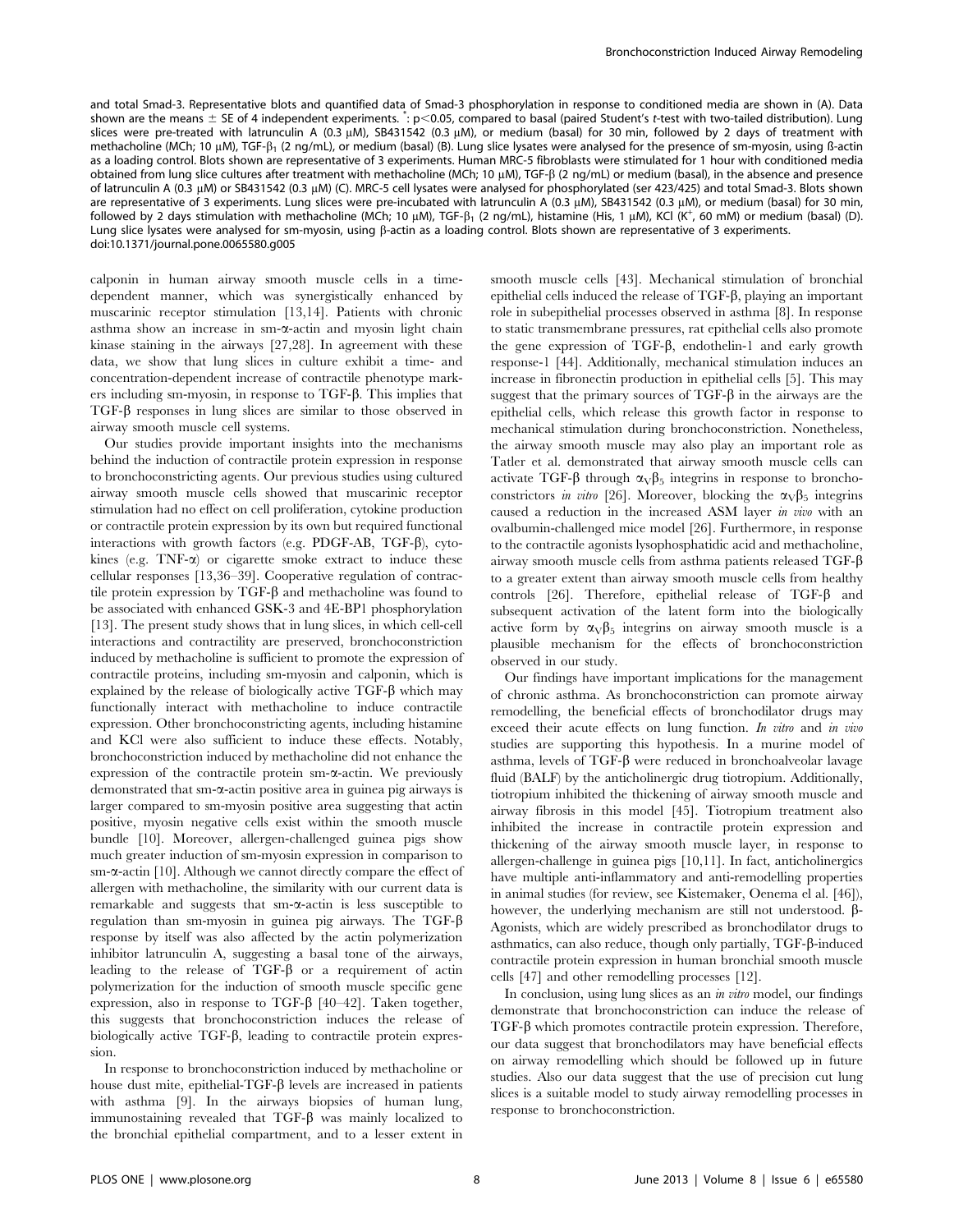and total Smad-3. Representative blots and quantified data of Smad-3 phosphorylation in response to conditioned media are shown in (A). Data shown are the means ± SE of 4 independent experiments. *: $p<0.05$, compared to basal (paired Student's *t*-test with two-tailed distribution). Lung slices were pre-treated with latrunculin A (0.3 μM), SB431542 (0.3 μM), or medium (basal) for 30 min, followed by 2 days of treatment with methacholine (MCh; 10 μM), TGF-$\beta_1$ (2 ng/mL), or medium (basal) (B). Lung slice lysates were analysed for the presence of sm-myosin, using ß-actin as a loading control. Blots shown are representative of 3 experiments. Human MRC-5 fibroblasts were stimulated for 1 hour with conditioned media obtained from lung slice cultures after treatment with methacholine (MCh; 10 μM), TGF-β (2 ng/mL) or medium (basal), in the absence and presence of latrunculin A (0.3 μM) or SB431542 (0.3 μM) (C). MRC-5 cell lysates were analysed for phosphorylated (ser 423/425) and total Smad-3. Blots shown are representative of 3 experiments. Lung slices were pre-incubated with latrunculin A (0.3 μM), SB431542 (0.3 μM), or medium (basal) for 30 min, followed by 2 days stimulation with methacholine (MCh; 10 μM), TGF-$\beta_1$ (2 ng/mL), histamine (His, 1 μM), KCl ($K^+$, 60 mM) or medium (basal) (D). Lung slice lysates were analysed for sm-myosin, using β-actin as a loading control. Blots shown are representative of 3 experiments.
doi:10.1371/journal.pone.0065580.g005

calponin in human airway smooth muscle cells in a time-dependent manner, which was synergistically enhanced by muscarinic receptor stimulation [13,14]. Patients with chronic asthma show an increase in sm-α-actin and myosin light chain kinase staining in the airways [27,28]. In agreement with these data, we show that lung slices in culture exhibit a time- and concentration-dependent increase of contractile phenotype markers including sm-myosin, in response to TGF-β. This implies that TGF-β responses in lung slices are similar to those observed in airway smooth muscle cell systems.

Our studies provide important insights into the mechanisms behind the induction of contractile protein expression in response to bronchoconstricting agents. Our previous studies using cultured airway smooth muscle cells showed that muscarinic receptor stimulation had no effect on cell proliferation, cytokine production or contractile protein expression by its own but required functional interactions with growth factors (e.g. PDGF-AB, TGF-β), cytokines (e.g. TNF-α) or cigarette smoke extract to induce these cellular responses [13,36–39]. Cooperative regulation of contractile protein expression by TGF-β and methacholine was found to be associated with enhanced GSK-3 and 4E-BP1 phosphorylation [13]. The present study shows that in lung slices, in which cell-cell interactions and contractility are preserved, bronchoconstriction induced by methacholine is sufficient to promote the expression of contractile proteins, including sm-myosin and calponin, which is explained by the release of biologically active TGF-β which may functionally interact with methacholine to induce contractile expression. Other bronchoconstricting agents, including histamine and KCl were also sufficient to induce these effects. Notably, bronchoconstriction induced by methacholine did not enhance the expression of the contractile protein sm-α-actin. We previously demonstrated that sm-α-actin positive area in guinea pig airways is larger compared to sm-myosin positive area suggesting that actin positive, myosin negative cells exist within the smooth muscle bundle [10]. Moreover, allergen-challenged guinea pigs show much greater induction of sm-myosin expression in comparison to sm-α-actin [10]. Although we cannot directly compare the effect of allergen with methacholine, the similarity with our current data is remarkable and suggests that sm-α-actin is less susceptible to regulation than sm-myosin in guinea pig airways. The TGF-β response by itself was also affected by the actin polymerization inhibitor latrunculin A, suggesting a basal tone of the airways, leading to the release of TGF-β or a requirement of actin polymerization for the induction of smooth muscle specific gene expression, also in response to TGF-β [40–42]. Taken together, this suggests that bronchoconstriction induces the release of biologically active TGF-β, leading to contractile protein expression.

In response to bronchoconstriction induced by methacholine or house dust mite, epithelial-TGF-β levels are increased in patients with asthma [9]. In the airways biopsies of human lung, immunostaining revealed that TGF-β was mainly localized to the bronchial epithelial compartment, and to a lesser extent in smooth muscle cells [43]. Mechanical stimulation of bronchial epithelial cells induced the release of TGF-β, playing an important role in subepithelial processes observed in asthma [8]. In response to static transmembrane pressures, rat epithelial cells also promote the gene expression of TGF-β, endothelin-1 and early growth response-1 [44]. Additionally, mechanical stimulation induces an increase in fibronectin production in epithelial cells [5]. This may suggest that the primary sources of TGF-β in the airways are the epithelial cells, which release this growth factor in response to mechanical stimulation during bronchoconstriction. Nonetheless, the airway smooth muscle may also play an important role as Tatler et al. demonstrated that airway smooth muscle cells can activate TGF-β through $\alpha_V\beta_5$ integrins in response to bronchoconstrictors *in vitro* [26]. Moreover, blocking the $\alpha_V\beta_5$ integrins caused a reduction in the increased ASM layer *in vivo* with an ovalbumin-challenged mice model [26]. Furthermore, in response to the contractile agonists lysophosphatidic acid and methacholine, airway smooth muscle cells from asthma patients released TGF-β to a greater extent than airway smooth muscle cells from healthy controls [26]. Therefore, epithelial release of TGF-β and subsequent activation of the latent form into the biologically active form by $\alpha_V\beta_5$ integrins on airway smooth muscle is a plausible mechanism for the effects of bronchoconstriction observed in our study.

Our findings have important implications for the management of chronic asthma. As bronchoconstriction can promote airway remodelling, the beneficial effects of bronchodilator drugs may exceed their acute effects on lung function. *In vitro* and *in vivo* studies are supporting this hypothesis. In a murine model of asthma, levels of TGF-β were reduced in bronchoalveolar lavage fluid (BALF) by the anticholinergic drug tiotropium. Additionally, tiotropium inhibited the thickening of airway smooth muscle and airway fibrosis in this model [45]. Tiotropium treatment also inhibited the increase in contractile protein expression and thickening of the airway smooth muscle layer, in response to allergen-challenge in guinea pigs [10,11]. In fact, anticholinergics have multiple anti-inflammatory and anti-remodelling properties in animal studies (for review, see Kistemaker, Oenema el al. [46]), however, the underlying mechanism are still not understood. β-Agonists, which are widely prescribed as bronchodilator drugs to asthmatics, can also reduce, though only partially, TGF-β-induced contractile protein expression in human bronchial smooth muscle cells [47] and other remodelling processes [12].

In conclusion, using lung slices as an *in vitro* model, our findings demonstrate that bronchoconstriction can induce the release of TGF-β which promotes contractile protein expression. Therefore, our data suggest that bronchodilators may have beneficial effects on airway remodelling which should be followed up in future studies. Also our data suggest that the use of precision cut lung slices is a suitable model to study airway remodelling processes in response to bronchoconstriction.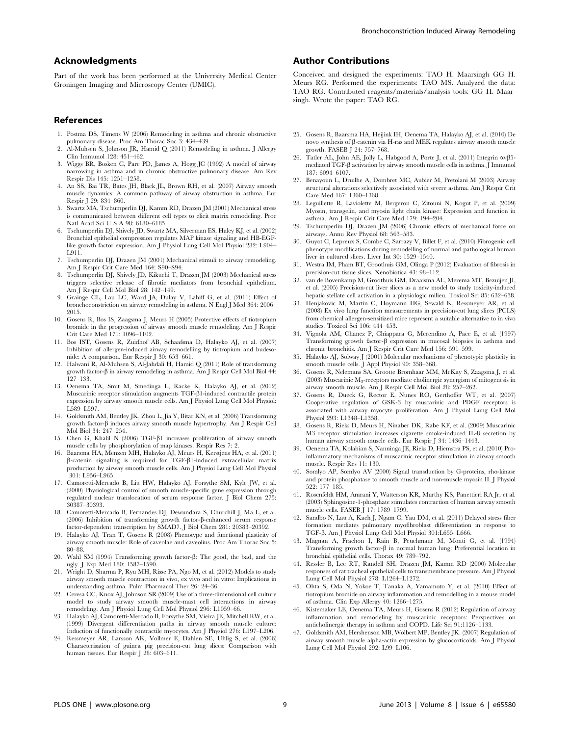## Acknowledgments

Part of the work has been performed at the University Medical Center Groningen Imaging and Microscopy Center (UMIC).

## Author Contributions

Conceived and designed the experiments: TAO H. Maarsingh GG H. Meurs RG. Performed the experiments: TAO MS. Analyzed the data: TAO RG. Contributed reagents/materials/analysis tools: GG H. Maarsingh. Wrote the paper: TAO RG.

## References

1. Postma DS, Timens W (2006) Remodeling in asthma and chronic obstructive pulmonary disease. Proc Am Thorac Soc 3: 434–439.
2. Al-Muhsen S, Johnson JR, Hamid Q (2011) Remodeling in asthma. J Allergy Clin Immunol 128: 451–462.
3. Wiggs BR, Bosken C, Pare PD, James A, Hogg JC (1992) A model of airway narrowing in asthma and in chronic obstructive pulmonary disease. Am Rev Respir Dis 145: 1251–1258.
4. An SS, Bai TR, Bates JH, Black JL, Brown RH, et al. (2007) Airway smooth muscle dynamics: A common pathway of airway obstruction in asthma. Eur Respir J 29: 834–860.
5. Swartz MA, Tschumperlin DJ, Kamm RD, Drazen JM (2001) Mechanical stress is communicated between different cell types to elicit matrix remodeling. Proc Natl Acad Sci U S A 98: 6180–6185.
6. Tschumperlin DJ, Shively JD, Swartz MA, Silverman ES, Haley KJ, et al. (2002) Bronchial epithelial compression regulates MAP kinase signaling and HB-EGF-like growth factor expression. Am J Physiol Lung Cell Mol Physiol 282: L904–L911.
7. Tschumperlin DJ, Drazen JM (2001) Mechanical stimuli to airway remodeling. Am J Respir Crit Care Med 164: S90–S94.
8. Tschumperlin DJ, Shively JD, Kikuchi T, Drazen JM (2003) Mechanical stress triggers selective release of fibrotic mediators from bronchial epithelium. Am J Respir Cell Mol Biol 28: 142–149.
9. Grainge CL, Lau LC, Ward JA, Dulay V, Lahiff G, et al. (2011) Effect of bronchoconstriction on airway remodeling in asthma. N Engl J Med 364: 2006–2015.
10. Gosens R, Bos IS, Zaagsma J, Meurs H (2005) Protective effects of tiotropium bromide in the progression of airway smooth muscle remodeling. Am J Respir Crit Care Med 171: 1096–1102.
11. Bos IST, Gosens R, Zuidhof AB, Schaafsma D, Halayko AJ, et al. (2007) Inhibition of allergen-induced airway remodelling by tiotropium and budesonide: A comparison. Eur Respir J 30: 653–661.
12. Halwani R, Al-Muhsen S, Al-Jahdali H, Hamid Q (2011) Role of transforming growth factor-β in airway remodeling in asthma. Am J Respir Cell Mol Biol 44: 127–133.
13. Oenema TA, Smit M, Smedinga L, Racke K, Halayko AJ, et al. (2012) Muscarinic receptor stimulation augments TGF-β1-induced contractile protein expression by airway smooth muscle cells. Am J Physiol Lung Cell Mol Physiol: L589–L597.
14. Goldsmith AM, Bentley JK, Zhou L, Jia Y, Bitar KN, et al. (2006) Transforming growth factor-β induces airway smooth muscle hypertrophy. Am J Respir Cell Mol Biol 34: 247–254.
15. Chen G, Khalil N (2006) TGF-β1 increases proliferation of airway smooth muscle cells by phosphorylation of map kinases. Respir Res 7: 2.
16. Baarsma HA, Menzen MH, Halayko AJ, Meurs H, Kerstjens HA, et al. (2011) β-catenin signaling is required for TGF-β1-induced extracellular matrix production by airway smooth muscle cells. Am J Physiol Lung Cell Mol Physiol 301: L956–L965.
17. Camoretti-Mercado B, Liu HW, Halayko AJ, Forsythe SM, Kyle JW, et al. (2000) Physiological control of smooth muscle-specific gene expression through regulated nuclear translocation of serum response factor. J Biol Chem 275: 30387–30393.
18. Camoretti-Mercado B, Fernandes DJ, Dewundara S, Churchill J, Ma L, et al. (2006) Inhibition of transforming growth factor-β-enhanced serum response factor-dependent transcription by SMAD7. J Biol Chem 281: 20383–20392.
19. Halayko AJ, Tran T, Gosens R (2008) Phenotype and functional plasticity of airway smooth muscle: Role of caveolae and caveolins. Proc Am Thorac Soc 5: 80–88.
20. Wahl SM (1994) Transforming growth factor-β: The good, the bad, and the ugly. J Exp Med 180: 1587–1590.
21. Wright D, Sharma P, Ryu MH, Risse PA, Ngo M, et al. (2012) Models to study airway smooth muscle contraction in vivo, ex vivo and in vitro: Implications in understanding asthma. Pulm Pharmacol Ther 26: 24–36.
22. Ceresa CC, Knox AJ, Johnson SR (2009) Use of a three-dimensional cell culture model to study airway smooth muscle-mast cell interactions in airway remodeling. Am J Physiol Lung Cell Mol Physiol 296: L1059–66.
23. Halayko AJ, Camoretti-Mercado B, Forsythe SM, Vieira JE, Mitchell RW, et al. (1999) Divergent differentiation paths in airway smooth muscle culture: Induction of functionally contractile myocytes. Am J Physiol 276: L197–L206.
24. Ressmeyer AR, Larsson AK, Vollmer E, Dahlen SE, Uhlig S, et al. (2006) Characterisation of guinea pig precision-cut lung slices: Comparison with human tissues. Eur Respir J 28: 603–611.
25. Gosens R, Baarsma HA, Heijink IH, Oenema TA, Halayko AJ, et al. (2010) De novo synthesis of β-catenin via H-ras and MEK regulates airway smooth muscle growth. FASEB J 24: 757–768.
26. Tatler AL, John AE, Jolly L, Habgood A, Porte J, et al. (2011) Integrin αvβ5-mediated TGF-β activation by airway smooth muscle cells in asthma. J Immunol 187: 6094–6107.
27. Benayoun L, Druilhe A, Dombret MC, Aubier M, Pretolani M (2003) Airway structural alterations selectively associated with severe asthma. Am J Respir Crit Care Med 167: 1360–1368.
28. Leguillette R, Laviolette M, Bergeron C, Zitouni N, Kogut P, et al. (2009) Myosin, transgelin, and myosin light chain kinase: Expression and function in asthma. Am J Respir Crit Care Med 179: 194–204.
29. Tschumperlin DJ, Drazen JM (2006) Chronic effects of mechanical force on airways. Annu Rev Physiol 68: 563–583.
30. Guyot C, Lepreux S, Combe C, Sarrazy V, Billet F, et al. (2010) Fibrogenic cell phenotype modifications during remodelling of normal and pathological human liver in cultured slices. Liver Int 30: 1529–1540.
31. Westra IM, Pham BT, Groothuis GM, Olinga P (2012) Evaluation of fibrosis in precision-cut tissue slices. Xenobiotica 43: 98–112.
32. van de Bovenkamp M, Groothuis GM, Draaisma AL, Merema MT, Bezuijen JI, et al. (2005) Precision-cut liver slices as a new model to study toxicity-induced hepatic stellate cell activation in a physiologic milieu. Toxicol Sci 85: 632–638.
33. Henjakovic M, Martin C, Hoymann HG, Sewald K, Ressmeyer AR, et al. (2008) Ex vivo lung function measurements in precision-cut lung slices (PCLS) from chemical allergen-sensitized mice represent a suitable alternative to in vivo studies. Toxicol Sci 106: 444–453.
34. Vignola AM, Chanez P, Chiappara G, Merendino A, Pace E, et al. (1997) Transforming growth factor-β expression in mucosal biopsies in asthma and chronic bronchitis. Am J Respir Crit Care Med 156: 591–599.
35. Halayko AJ, Solway J (2001) Molecular mechanisms of phenotypic plasticity in smooth muscle cells. J Appl Physiol 90: 358–368.
36. Gosens R, Nelemans SA, Grootte Bromhaar MM, McKay S, Zaagsma J, et al. (2003) Muscarinic $M_3$-receptors mediate cholinergic synergism of mitogenesis in airway smooth muscle. Am J Respir Cell Mol Biol 28: 257–262.
37. Gosens R, Dueck G, Rector E, Nunes RO, Gerthoffer WT, et al. (2007) Cooperative regulation of GSK-3 by muscarinic and PDGF receptors is associated with airway myocyte proliferation. Am J Physiol Lung Cell Mol Physiol 293: L1348–L1358.
38. Gosens R, Rieks D, Meurs H, Ninaber DK, Rabe KF, et al. (2009) Muscarinic M3 receptor stimulation increases cigarette smoke-induced IL-8 secretion by human airway smooth muscle cells. Eur Respir J 34: 1436–1443.
39. Oenema TA, Kolahian S, Nanninga JE, Rieks D, Hiemstra PS, et al. (2010) Pro-inflammatory mechanisms of muscarinic receptor stimulation in airway smooth muscle. Respir Res 11: 130.
40. Somlyo AP, Somlyo AV (2000) Signal transduction by G-proteins, rho-kinase and protein phosphatase to smooth muscle and non-muscle myosin II. J Physiol 522: 177–185.
41. Rosenfeldt HM, Amrani Y, Watterson KR, Murthy KS, Panettieri RA Jr, et al. (2003) Sphingosine-1-phosphate stimulates contraction of human airway smooth muscle cells. FASEB J 17: 1789–1799.
42. Sandbo N, Lau A, Kach J, Ngam C, Yau DM, et al. (2011) Delayed stress fiber formation mediates pulmonary myofibroblast differentiation in response to TGF-β. Am J Physiol Lung Cell Mol Physiol 301:L655–L666.
43. Magnan A, Frachon I, Rain B, Peuchmaur M, Monti G, et al. (1994) Transforming growth factor-β in normal human lung: Preferential location in bronchial epithelial cells. Thorax 49: 789–792.
44. Ressler B, Lee RT, Randell SH, Drazen JM, Kamm RD (2000) Molecular responses of rat tracheal epithelial cells to transmembrane pressure. Am J Physiol Lung Cell Mol Physiol 278: L1264–L1272.
45. Ohta S, Oda N, Yokoe T, Tanaka A, Yamamoto Y, et al. (2010) Effect of tiotropium bromide on airway inflammation and remodelling in a mouse model of asthma. Clin Exp Allergy 40: 1266–1275.
46. Kistemaker LE, Oenema TA, Meurs H, Gosens R (2012) Regulation of airway inflammation and remodeling by muscarinic receptors: Perspectives on anticholinergic therapy in asthma and COPD. Life Sci 91:1126–1133.
47. Goldsmith AM, Hershenson MB, Wolbert MP, Bentley JK. (2007) Regulation of airway smooth muscle alpha-actin expression by glucocorticoids. Am J Physiol Lung Cell Mol Physiol 292: L99–L106.